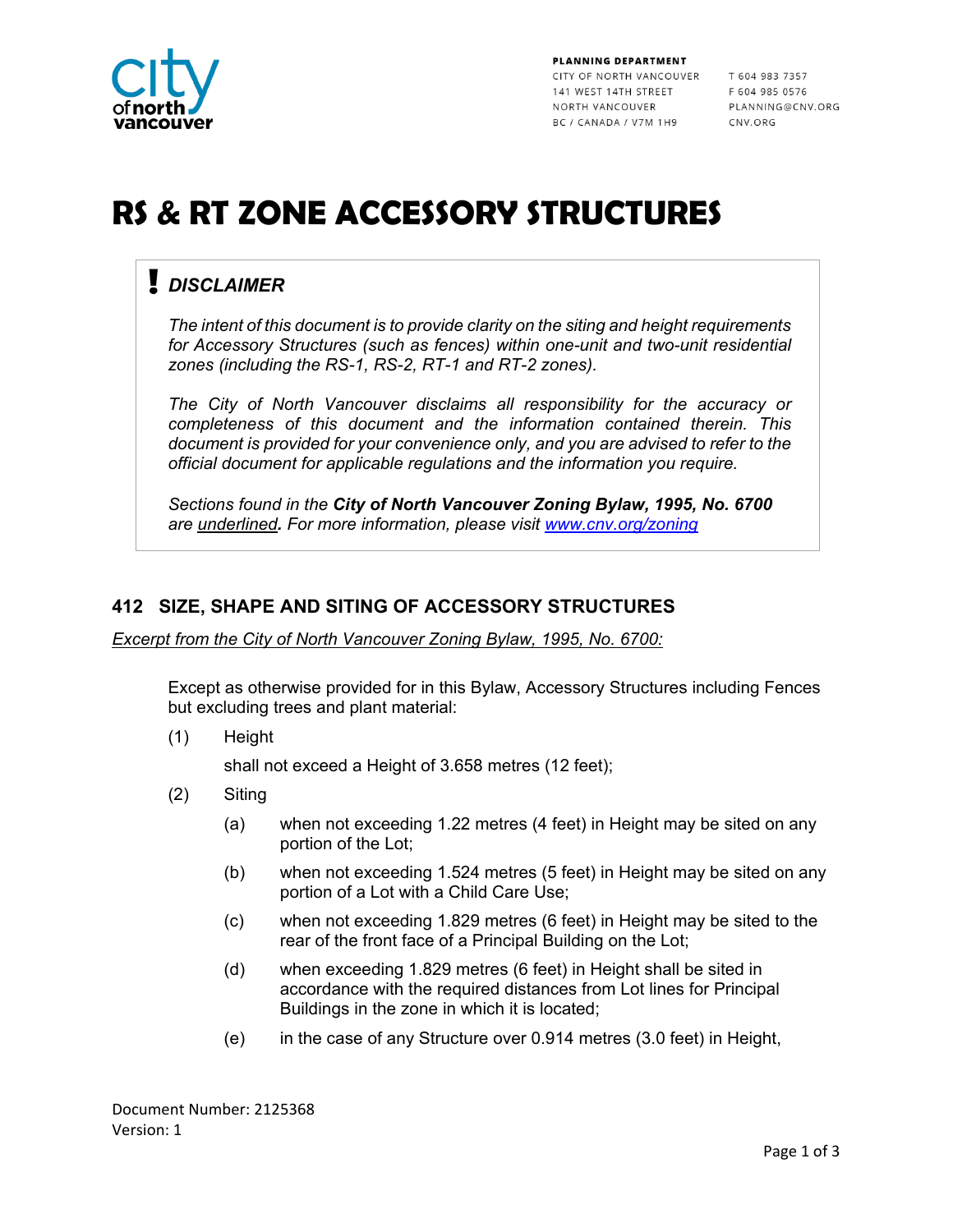PLANNING DEPARTMENT
CITY OF NORTH VANCOUVER
141 WEST 14TH STREET
NORTH VANCOUVER
BC / CANADA / V7M 1H9

T 604 983 7357
F 604 985 0576
PLANNING@CNV.ORG
CNV.ORG

# RS & RT ZONE ACCESSORY STRUCTURES

> **!** ***DISCLAIMER***
>
> *The intent of this document is to provide clarity on the siting and height requirements for Accessory Structures (such as fences) within one-unit and two-unit residential zones (including the RS-1, RS-2, RT-1 and RT-2 zones).*
>
> *The City of North Vancouver disclaims all responsibility for the accuracy or completeness of this document and the information contained therein. This document is provided for your convenience only, and you are advised to refer to the official document for applicable regulations and the information you require.*
>
> *Sections found in the* ***City of North Vancouver Zoning Bylaw, 1995, No. 6700*** *are <u>underlined</u>. For more information, please visit [www.cnv.org/zoning](http://www.cnv.org/zoning)*

## 412 SIZE, SHAPE AND SITING OF ACCESSORY STRUCTURES

<u>*Excerpt from the City of North Vancouver Zoning Bylaw, 1995, No. 6700:*</u>

Except as otherwise provided for in this Bylaw, Accessory Structures including Fences but excluding trees and plant material:

(1) Height

shall not exceed a Height of 3.658 metres (12 feet);

(2) Siting

(a) when not exceeding 1.22 metres (4 feet) in Height may be sited on any portion of the Lot;

(b) when not exceeding 1.524 metres (5 feet) in Height may be sited on any portion of a Lot with a Child Care Use;

(c) when not exceeding 1.829 metres (6 feet) in Height may be sited to the rear of the front face of a Principal Building on the Lot;

(d) when exceeding 1.829 metres (6 feet) in Height shall be sited in accordance with the required distances from Lot lines for Principal Buildings in the zone in which it is located;

(e) in the case of any Structure over 0.914 metres (3.0 feet) in Height,

Document Number: 2125368
Version: 1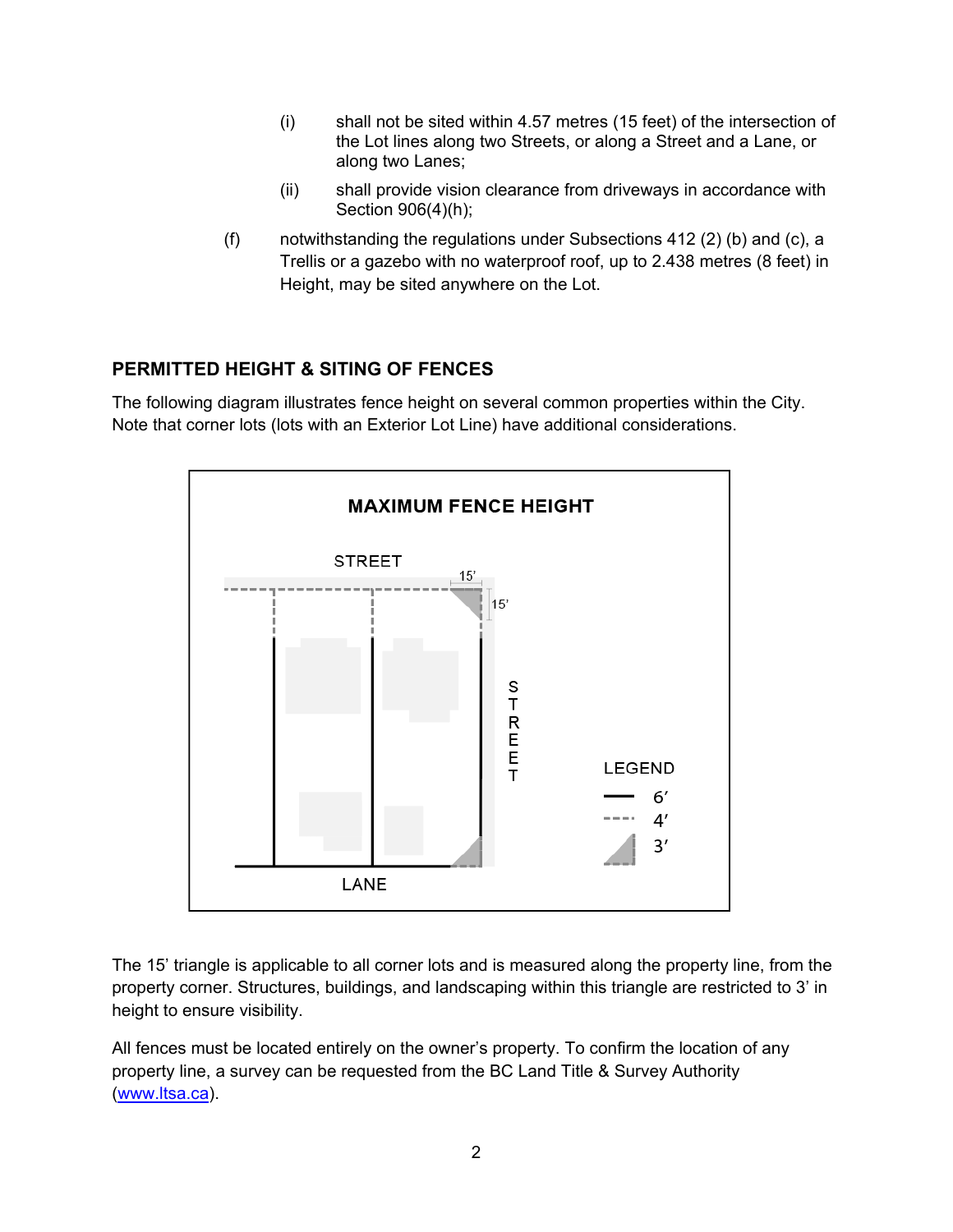(i) shall not be sited within 4.57 metres (15 feet) of the intersection of the Lot lines along two Streets, or along a Street and a Lane, or along two Lanes;

(ii) shall provide vision clearance from driveways in accordance with Section 906(4)(h);

(f) notwithstanding the regulations under Subsections 412 (2) (b) and (c), a Trellis or a gazebo with no waterproof roof, up to 2.438 metres (8 feet) in Height, may be sited anywhere on the Lot.

## PERMITTED HEIGHT & SITING OF FENCES

The following diagram illustrates fence height on several common properties within the City. Note that corner lots (lots with an Exterior Lot Line) have additional considerations.

**MAXIMUM FENCE HEIGHT**

STREET

15'

15'

STREET

LANE

LEGEND

6′

4′

3′

The 15' triangle is applicable to all corner lots and is measured along the property line, from the property corner. Structures, buildings, and landscaping within this triangle are restricted to 3' in height to ensure visibility.

All fences must be located entirely on the owner's property. To confirm the location of any property line, a survey can be requested from the BC Land Title & Survey Authority (www.ltsa.ca).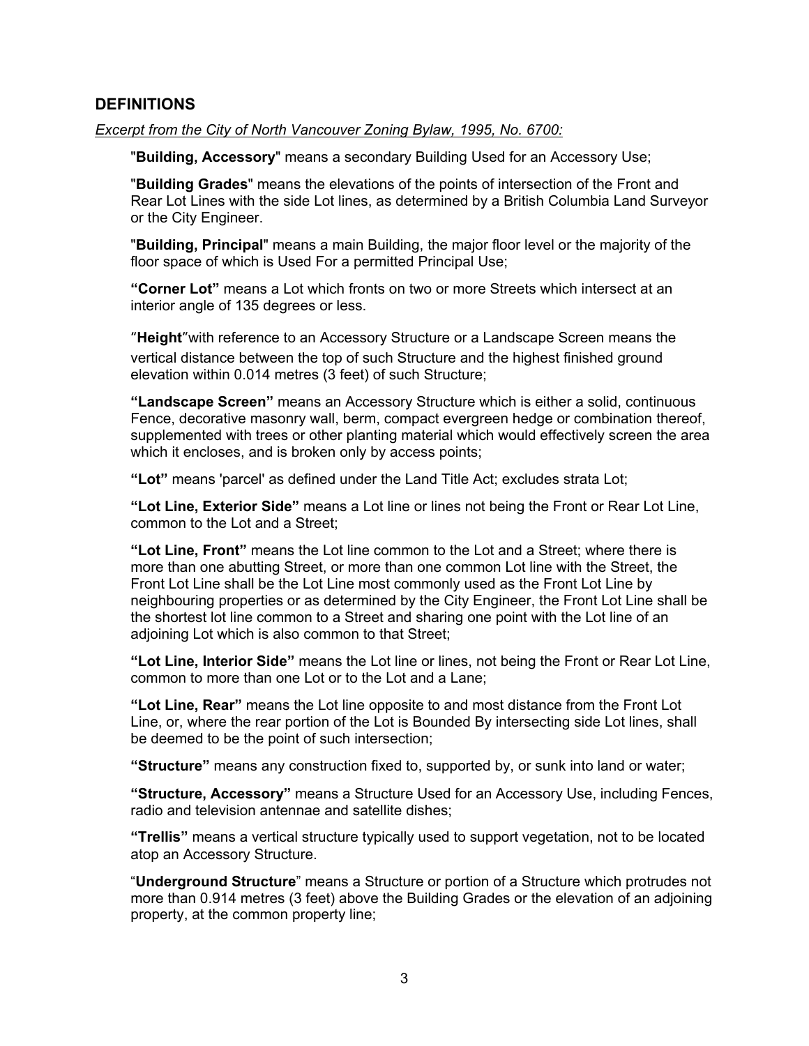## DEFINITIONS

*Excerpt from the City of North Vancouver Zoning Bylaw, 1995, No. 6700:*

"**Building, Accessory**" means a secondary Building Used for an Accessory Use;

"**Building Grades**" means the elevations of the points of intersection of the Front and Rear Lot Lines with the side Lot lines, as determined by a British Columbia Land Surveyor or the City Engineer.

"**Building, Principal**" means a main Building, the major floor level or the majority of the floor space of which is Used For a permitted Principal Use;

**"Corner Lot"** means a Lot which fronts on two or more Streets which intersect at an interior angle of 135 degrees or less.

"**Height**"with reference to an Accessory Structure or a Landscape Screen means the vertical distance between the top of such Structure and the highest finished ground elevation within 0.014 metres (3 feet) of such Structure;

**"Landscape Screen"** means an Accessory Structure which is either a solid, continuous Fence, decorative masonry wall, berm, compact evergreen hedge or combination thereof, supplemented with trees or other planting material which would effectively screen the area which it encloses, and is broken only by access points;

**"Lot"** means 'parcel' as defined under the Land Title Act; excludes strata Lot;

**"Lot Line, Exterior Side"** means a Lot line or lines not being the Front or Rear Lot Line, common to the Lot and a Street;

**"Lot Line, Front"** means the Lot line common to the Lot and a Street; where there is more than one abutting Street, or more than one common Lot line with the Street, the Front Lot Line shall be the Lot Line most commonly used as the Front Lot Line by neighbouring properties or as determined by the City Engineer, the Front Lot Line shall be the shortest lot line common to a Street and sharing one point with the Lot line of an adjoining Lot which is also common to that Street;

**"Lot Line, Interior Side"** means the Lot line or lines, not being the Front or Rear Lot Line, common to more than one Lot or to the Lot and a Lane;

**"Lot Line, Rear"** means the Lot line opposite to and most distance from the Front Lot Line, or, where the rear portion of the Lot is Bounded By intersecting side Lot lines, shall be deemed to be the point of such intersection;

**"Structure"** means any construction fixed to, supported by, or sunk into land or water;

**"Structure, Accessory"** means a Structure Used for an Accessory Use, including Fences, radio and television antennae and satellite dishes;

**"Trellis"** means a vertical structure typically used to support vegetation, not to be located atop an Accessory Structure.

"**Underground Structure**" means a Structure or portion of a Structure which protrudes not more than 0.914 metres (3 feet) above the Building Grades or the elevation of an adjoining property, at the common property line;